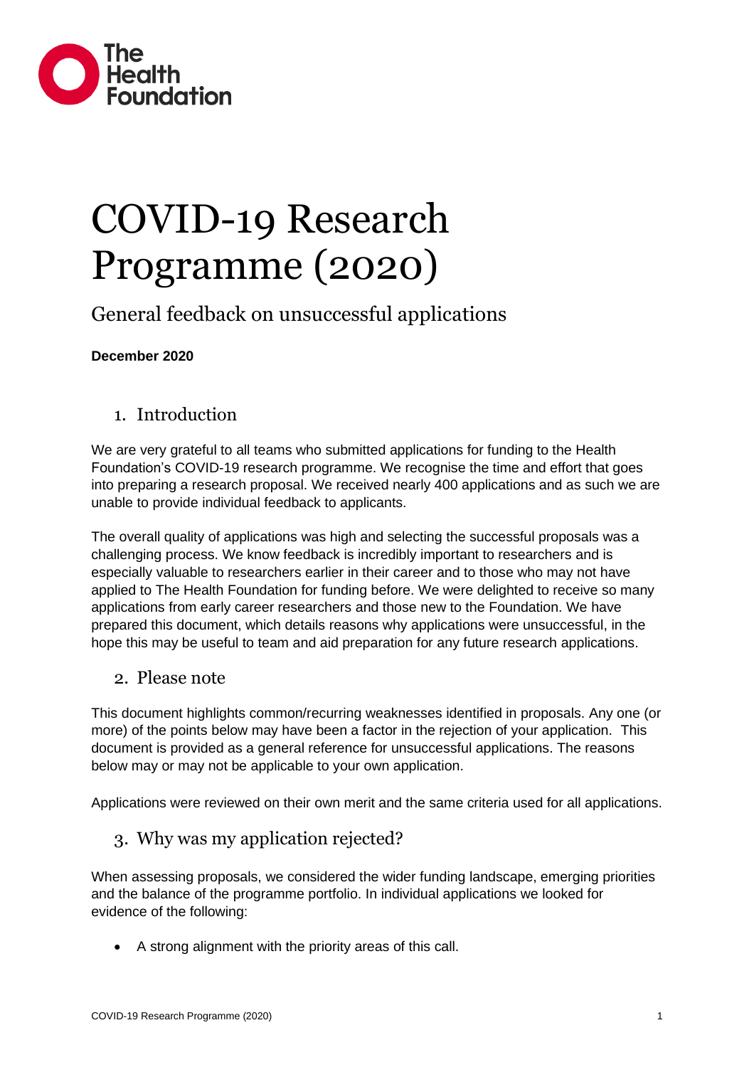The Health Foundation

# COVID-19 Research Programme (2020)

## General feedback on unsuccessful applications

**December 2020**

### 1. Introduction

We are very grateful to all teams who submitted applications for funding to the Health Foundation's COVID-19 research programme. We recognise the time and effort that goes into preparing a research proposal. We received nearly 400 applications and as such we are unable to provide individual feedback to applicants.

The overall quality of applications was high and selecting the successful proposals was a challenging process. We know feedback is incredibly important to researchers and is especially valuable to researchers earlier in their career and to those who may not have applied to The Health Foundation for funding before. We were delighted to receive so many applications from early career researchers and those new to the Foundation. We have prepared this document, which details reasons why applications were unsuccessful, in the hope this may be useful to team and aid preparation for any future research applications.

### 2. Please note

This document highlights common/recurring weaknesses identified in proposals. Any one (or more) of the points below may have been a factor in the rejection of your application. This document is provided as a general reference for unsuccessful applications. The reasons below may or may not be applicable to your own application.

Applications were reviewed on their own merit and the same criteria used for all applications.

### 3. Why was my application rejected?

When assessing proposals, we considered the wider funding landscape, emerging priorities and the balance of the programme portfolio. In individual applications we looked for evidence of the following:

- A strong alignment with the priority areas of this call.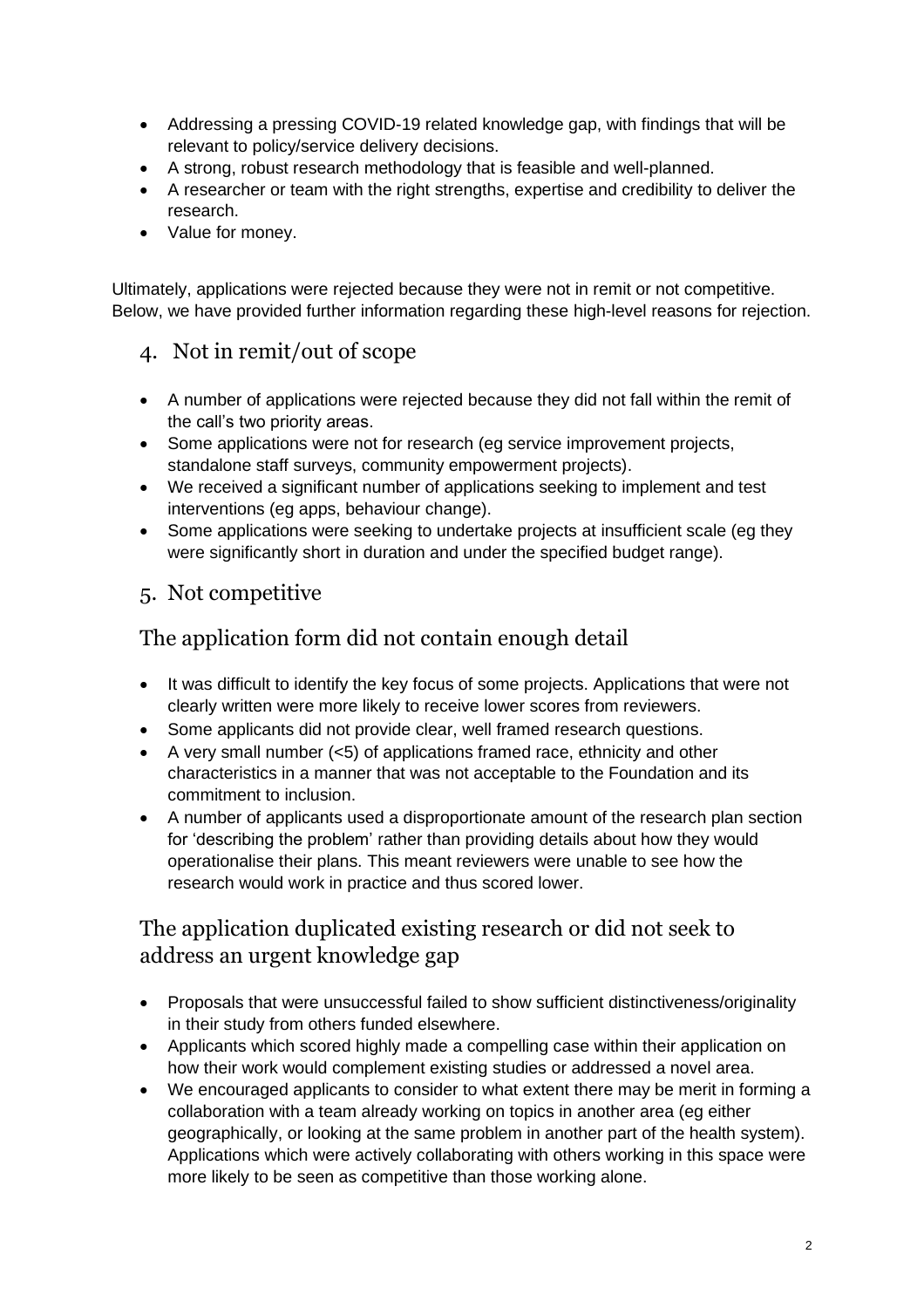- Addressing a pressing COVID-19 related knowledge gap, with findings that will be relevant to policy/service delivery decisions.
- A strong, robust research methodology that is feasible and well-planned.
- A researcher or team with the right strengths, expertise and credibility to deliver the research.
- Value for money.

Ultimately, applications were rejected because they were not in remit or not competitive. Below, we have provided further information regarding these high-level reasons for rejection.

## 4. Not in remit/out of scope

- A number of applications were rejected because they did not fall within the remit of the call's two priority areas.
- Some applications were not for research (eg service improvement projects, standalone staff surveys, community empowerment projects).
- We received a significant number of applications seeking to implement and test interventions (eg apps, behaviour change).
- Some applications were seeking to undertake projects at insufficient scale (eg they were significantly short in duration and under the specified budget range).

## 5. Not competitive

### The application form did not contain enough detail

- It was difficult to identify the key focus of some projects. Applications that were not clearly written were more likely to receive lower scores from reviewers.
- Some applicants did not provide clear, well framed research questions.
- A very small number (<5) of applications framed race, ethnicity and other characteristics in a manner that was not acceptable to the Foundation and its commitment to inclusion.
- A number of applicants used a disproportionate amount of the research plan section for 'describing the problem' rather than providing details about how they would operationalise their plans. This meant reviewers were unable to see how the research would work in practice and thus scored lower.

### The application duplicated existing research or did not seek to address an urgent knowledge gap

- Proposals that were unsuccessful failed to show sufficient distinctiveness/originality in their study from others funded elsewhere.
- Applicants which scored highly made a compelling case within their application on how their work would complement existing studies or addressed a novel area.
- We encouraged applicants to consider to what extent there may be merit in forming a collaboration with a team already working on topics in another area (eg either geographically, or looking at the same problem in another part of the health system). Applications which were actively collaborating with others working in this space were more likely to be seen as competitive than those working alone.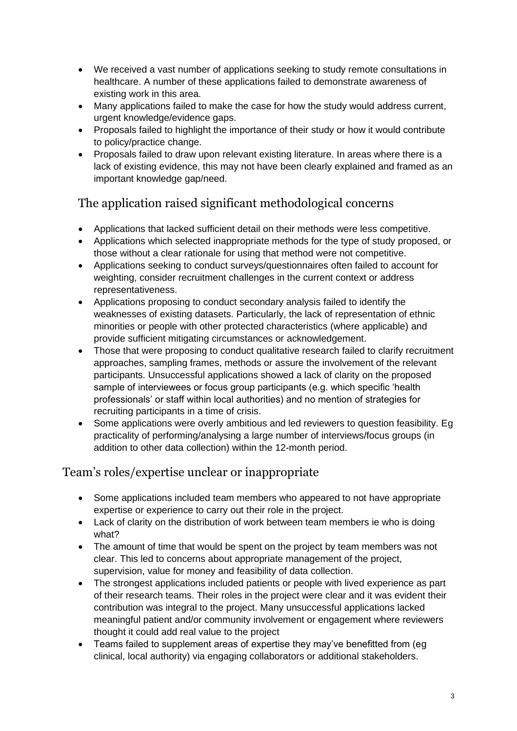- We received a vast number of applications seeking to study remote consultations in healthcare. A number of these applications failed to demonstrate awareness of existing work in this area.
- Many applications failed to make the case for how the study would address current, urgent knowledge/evidence gaps.
- Proposals failed to highlight the importance of their study or how it would contribute to policy/practice change.
- Proposals failed to draw upon relevant existing literature. In areas where there is a lack of existing evidence, this may not have been clearly explained and framed as an important knowledge gap/need.

## The application raised significant methodological concerns

- Applications that lacked sufficient detail on their methods were less competitive.
- Applications which selected inappropriate methods for the type of study proposed, or those without a clear rationale for using that method were not competitive.
- Applications seeking to conduct surveys/questionnaires often failed to account for weighting, consider recruitment challenges in the current context or address representativeness.
- Applications proposing to conduct secondary analysis failed to identify the weaknesses of existing datasets. Particularly, the lack of representation of ethnic minorities or people with other protected characteristics (where applicable) and provide sufficient mitigating circumstances or acknowledgement.
- Those that were proposing to conduct qualitative research failed to clarify recruitment approaches, sampling frames, methods or assure the involvement of the relevant participants. Unsuccessful applications showed a lack of clarity on the proposed sample of interviewees or focus group participants (e.g. which specific 'health professionals' or staff within local authorities) and no mention of strategies for recruiting participants in a time of crisis.
- Some applications were overly ambitious and led reviewers to question feasibility. Eg practicality of performing/analysing a large number of interviews/focus groups (in addition to other data collection) within the 12-month period.

## Team's roles/expertise unclear or inappropriate

- Some applications included team members who appeared to not have appropriate expertise or experience to carry out their role in the project.
- Lack of clarity on the distribution of work between team members ie who is doing what?
- The amount of time that would be spent on the project by team members was not clear. This led to concerns about appropriate management of the project, supervision, value for money and feasibility of data collection.
- The strongest applications included patients or people with lived experience as part of their research teams. Their roles in the project were clear and it was evident their contribution was integral to the project. Many unsuccessful applications lacked meaningful patient and/or community involvement or engagement where reviewers thought it could add real value to the project
- Teams failed to supplement areas of expertise they may've benefitted from (eg clinical, local authority) via engaging collaborators or additional stakeholders.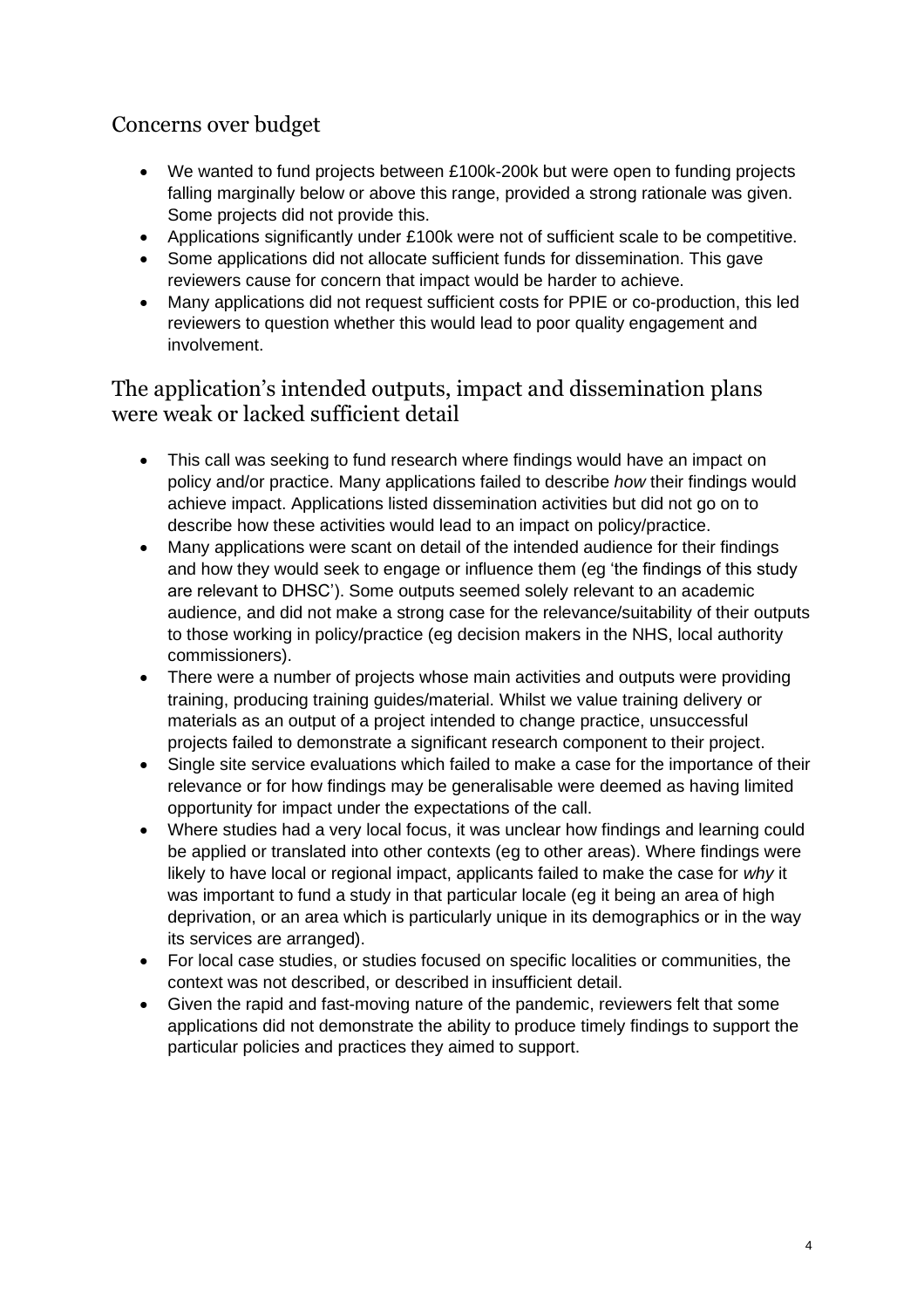## Concerns over budget

- We wanted to fund projects between £100k-200k but were open to funding projects falling marginally below or above this range, provided a strong rationale was given. Some projects did not provide this.
- Applications significantly under £100k were not of sufficient scale to be competitive.
- Some applications did not allocate sufficient funds for dissemination. This gave reviewers cause for concern that impact would be harder to achieve.
- Many applications did not request sufficient costs for PPIE or co-production, this led reviewers to question whether this would lead to poor quality engagement and involvement.

## The application's intended outputs, impact and dissemination plans were weak or lacked sufficient detail

- This call was seeking to fund research where findings would have an impact on policy and/or practice. Many applications failed to describe *how* their findings would achieve impact. Applications listed dissemination activities but did not go on to describe how these activities would lead to an impact on policy/practice.
- Many applications were scant on detail of the intended audience for their findings and how they would seek to engage or influence them (eg 'the findings of this study are relevant to DHSC'). Some outputs seemed solely relevant to an academic audience, and did not make a strong case for the relevance/suitability of their outputs to those working in policy/practice (eg decision makers in the NHS, local authority commissioners).
- There were a number of projects whose main activities and outputs were providing training, producing training guides/material. Whilst we value training delivery or materials as an output of a project intended to change practice, unsuccessful projects failed to demonstrate a significant research component to their project.
- Single site service evaluations which failed to make a case for the importance of their relevance or for how findings may be generalisable were deemed as having limited opportunity for impact under the expectations of the call.
- Where studies had a very local focus, it was unclear how findings and learning could be applied or translated into other contexts (eg to other areas). Where findings were likely to have local or regional impact, applicants failed to make the case for *why* it was important to fund a study in that particular locale (eg it being an area of high deprivation, or an area which is particularly unique in its demographics or in the way its services are arranged).
- For local case studies, or studies focused on specific localities or communities, the context was not described, or described in insufficient detail.
- Given the rapid and fast-moving nature of the pandemic, reviewers felt that some applications did not demonstrate the ability to produce timely findings to support the particular policies and practices they aimed to support.